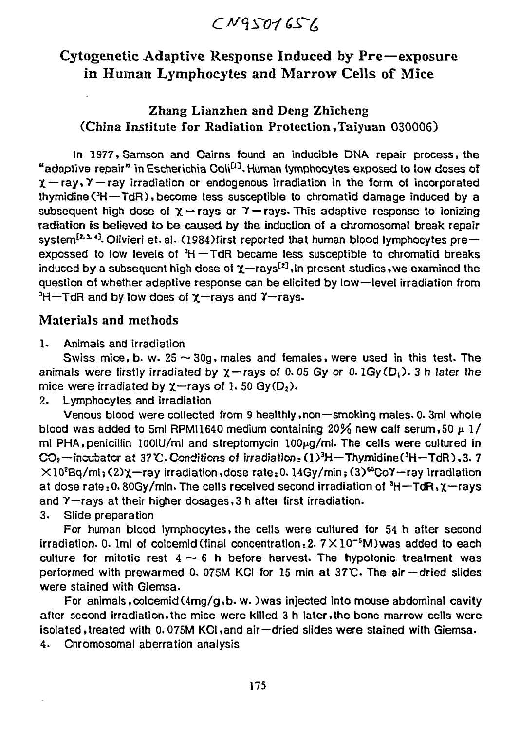CN9501656

# Cytogenetic Adaptive Response Induced by Pre—exposure in Human Lymphocytes and Marrow Cells of Mice

## Zhang Lianzhen and Deng Zhicheng

(China Institute for Radiation Protection, Taiyuan 030006)

In 1977, Samson and Cairns found an inducible DNA repair process, the "adaptive repair" in Escherichia Coli[1]. Human lymphocytes exposed to low doses of χ—ray, γ—ray irradiation or endogenous irradiation in the form of incorporated thymidine ($^3H$—TdR), become less susceptible to chromatid damage induced by a subsequent high dose of χ—rays or γ—rays. This adaptive response to ionizing radiation is believed to be caused by the induction of a chromosomal break repair system[2,3,4]. Olivieri et. al. (1984) first reported that human blood lymphocytes pre—expossed to low levels of $^3H$—TdR became less susceptible to chromatid breaks induced by a subsequent high dose of χ—rays[2]. In present studies, we examined the question of whether adaptive response can be elicited by low—level irradiation from $^3H$—TdR and by low does of χ—rays and γ—rays.

## Materials and methods

1. Animals and irradiation

Swiss mice, b. w. 25 ~ 30g, males and females, were used in this test. The animals were firstly irradiated by χ—rays of 0.05 Gy or 0.1Gy ($D_1$). 3 h later the mice were irradiated by χ—rays of 1.50 Gy ($D_2$).

2. Lymphocytes and irradiation

Venous blood were collected from 9 healthly, non—smoking males. 0.3ml whole blood was added to 5ml RPMI1640 medium containing 20% new calf serum, 50 μ l/ml PHA, penicillin 100IU/ml and streptomycin 100μg/ml. The cells were cultured in $CO_2$—incubator at 37℃. Conditions of irradiation: (1) $^3H$—Thymidine ($^3H$—TdR), $3.7\times10^2$Bq/ml; (2) χ—ray irradiation, dose rate: 0.14Gy/min; (3) $^{60}Co$ γ—ray irradiation at dose rate: 0.80Gy/min. The cells received second irradiation of $^3H$—TdR, χ—rays and γ—rays at their higher dosages, 3 h after first irradiation.

3. Slide preparation

For human blood lymphocytes, the cells were cultured for 54 h after second irradiation. 0.1ml of colcemid (final concentration: $2.7\times10^{-5}$M) was added to each culture for mitotic rest 4 ~ 6 h before harvest. The hypotonic treatment was performed with prewarmed 0.075M KCl for 15 min at 37℃. The air—dried slides were stained with Giemsa.

For animals, colcemid (4mg/g, b. w.) was injected into mouse abdominal cavity after second irradiation, the mice were killed 3 h later, the bone marrow cells were isolated, treated with 0.075M KCl, and air—dried slides were stained with Giemsa.

4. Chromosomal aberration analysis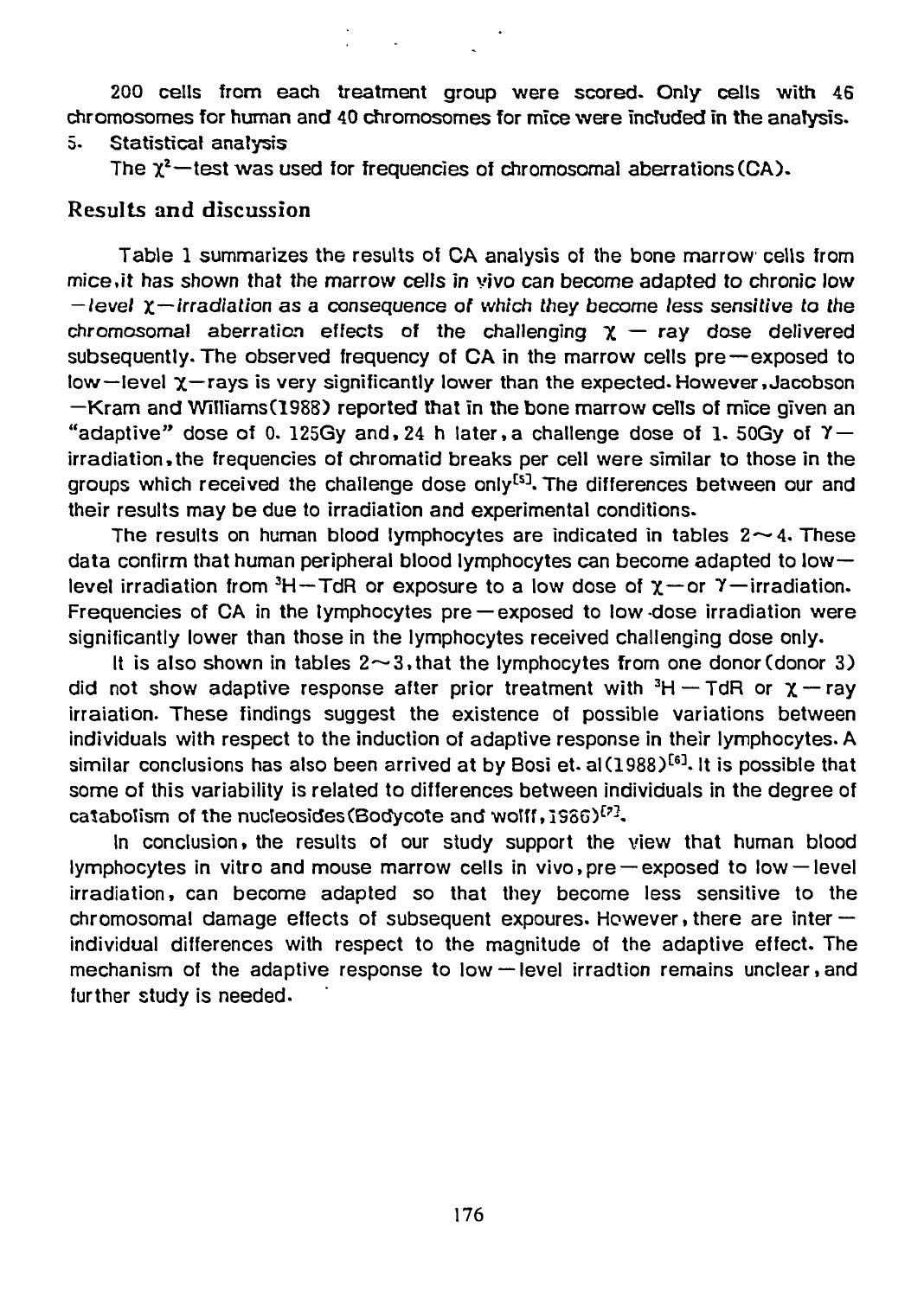200 cells from each treatment group were scored. Only cells with 46 chromosomes for human and 40 chromosomes for mice were included in the analysis.

5. Statistical analysis

The $\chi^2$—test was used for frequencies of chromosomal aberrations (CA).

## Results and discussion

Table 1 summarizes the results of CA analysis of the bone marrow cells from mice, it has shown that the marrow cells in vivo can become adapted to chronic low—*level* χ—*irradiation as a consequence of which they become less sensitive to the* chromosomal aberration effects of the challenging χ — ray dose delivered subsequently. The observed frequency of CA in the marrow cells pre—exposed to low—level χ—rays is very significantly lower than the expected. However, Jacobson—Kram and Williams (1988) reported that in the bone marrow cells of mice given an "adaptive" dose of 0.125Gy and, 24 h later, a challenge dose of 1.50Gy of γ—irradiation, the frequencies of chromatid breaks per cell were similar to those in the groups which received the challenge dose only[5]. The differences between our and their results may be due to irradiation and experimental conditions.

The results on human blood lymphocytes are indicated in tables 2~4. These data confirm that human peripheral blood lymphocytes can become adapted to low—level irradiation from $^{3}$H—TdR or exposure to a low dose of χ—or γ—irradiation. Frequencies of CA in the lymphocytes pre—exposed to low-dose irradiation were significantly lower than those in the lymphocytes received challenging dose only.

It is also shown in tables 2~3, that the lymphocytes from one donor (donor 3) did not show adaptive response after prior treatment with $^{3}$H — TdR or χ — ray irraiation. These findings suggest the existence of possible variations between individuals with respect to the induction of adaptive response in their lymphocytes. A similar conclusions has also been arrived at by Bosi et. al (1988)[6]. It is possible that some of this variability is related to differences between individuals in the degree of catabolism of the nucleosides (Bodycote and wolff, 1986)[7].

In conclusion, the results of our study support the view that human blood lymphocytes in vitro and mouse marrow cells in vivo, pre—exposed to low—level irradiation, can become adapted so that they become less sensitive to the chromosomal damage effects of subsequent expoures. However, there are inter—individual differences with respect to the magnitude of the adaptive effect. The mechanism of the adaptive response to low—level irradtion remains unclear, and further study is needed.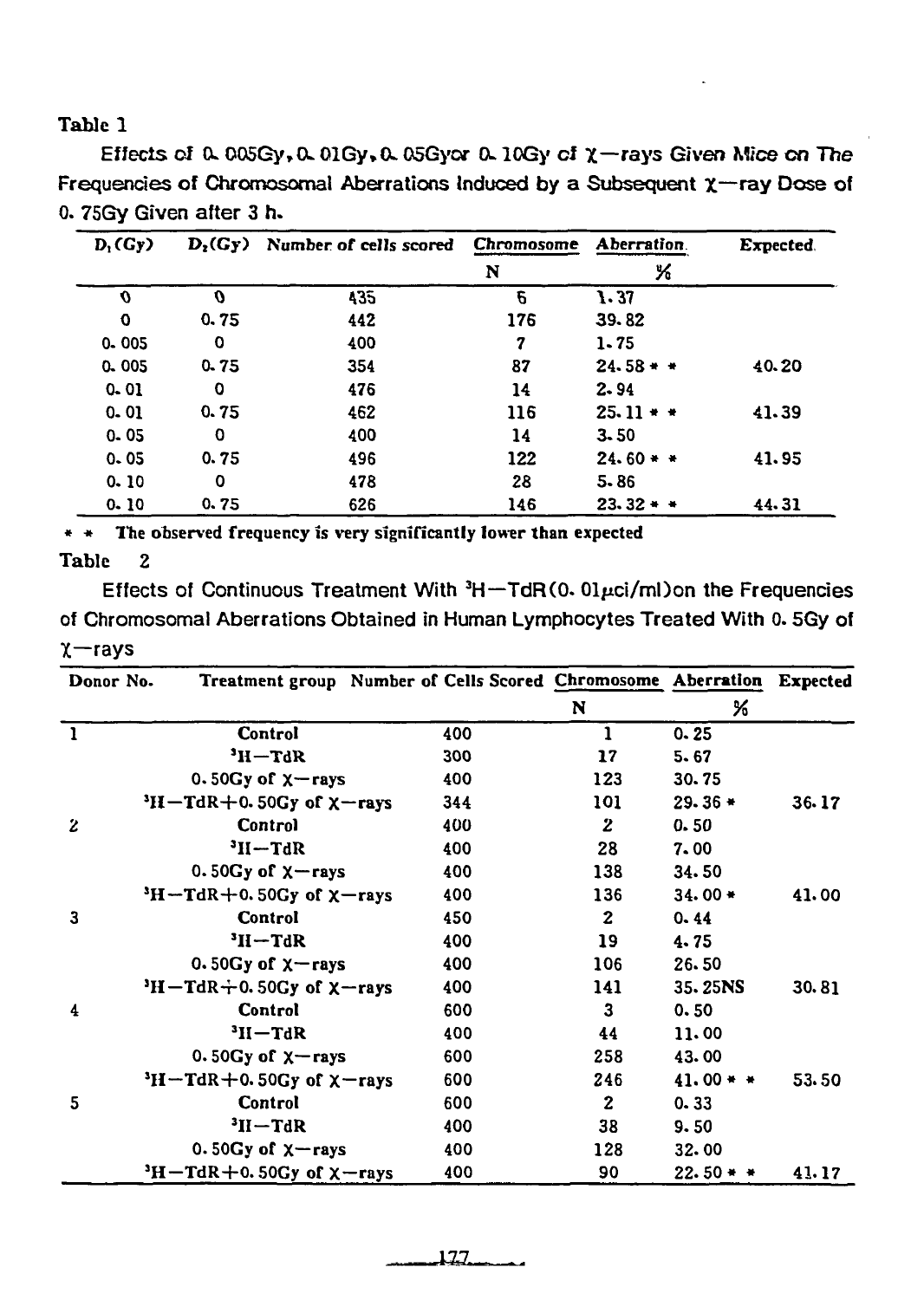Table 1

Effects of 0.005Gy, 0.01Gy, 0.05Gy or 0.10Gy of χ—rays Given Mice on The Frequencies of Chromosomal Aberrations Induced by a Subsequent χ—ray Dose of 0.75Gy Given after 3 h.

| $D_1$ (Gy) | $D_2$ (Gy) | Number of cells scored | Chromosome Aberration | | Expected |
|---|---|---|---|---|---|
| | | | N | % | |
| 0 | 0 | 435 | 6 | 1.37 | |
| 0 | 0.75 | 442 | 176 | 39.82 | |
| 0.005 | 0 | 400 | 7 | 1.75 | |
| 0.005 | 0.75 | 354 | 87 | 24.58 * * | 40.20 |
| 0.01 | 0 | 476 | 14 | 2.94 | |
| 0.01 | 0.75 | 462 | 116 | 25.11 * * | 41.39 |
| 0.05 | 0 | 400 | 14 | 3.50 | |
| 0.05 | 0.75 | 496 | 122 | 24.60 * * | 41.95 |
| 0.10 | 0 | 478 | 28 | 5.86 | |
| 0.10 | 0.75 | 626 | 146 | 23.32 * * | 44.31 |

* * The observed frequency is very significantly lower than expected

Table 2

Effects of Continuous Treatment With $^3$H—TdR (0.01μci/ml) on the Frequencies of Chromosomal Aberrations Obtained in Human Lymphocytes Treated With 0.5Gy of χ—rays

| Donor No. | Treatment group | Number of Cells Scored | Chromosome Aberration | | Expected |
|---|---|---|---|---|---|
| | | | N | % | |
| 1 | Control | 400 | 1 | 0.25 | |
| | $^3$H—TdR | 300 | 17 | 5.67 | |
| | 0.50Gy of χ—rays | 400 | 123 | 30.75 | |
| | $^3$H—TdR+0.50Gy of χ—rays | 344 | 101 | 29.36 * | 36.17 |
| 2 | Control | 400 | 2 | 0.50 | |
| | $^3$H—TdR | 400 | 28 | 7.00 | |
| | 0.50Gy of χ—rays | 400 | 138 | 34.50 | |
| | $^3$H—TdR+0.50Gy of χ—rays | 400 | 136 | 34.00 * | 41.00 |
| 3 | Control | 450 | 2 | 0.44 | |
| | $^3$H—TdR | 400 | 19 | 4.75 | |
| | 0.50Gy of χ—rays | 400 | 106 | 26.50 | |
| | $^3$H—TdR+0.50Gy of χ—rays | 400 | 141 | 35.25NS | 30.81 |
| 4 | Control | 600 | 3 | 0.50 | |
| | $^3$H—TdR | 400 | 44 | 11.00 | |
| | 0.50Gy of χ—rays | 600 | 258 | 43.00 | |
| | $^3$H—TdR+0.50Gy of χ—rays | 600 | 246 | 41.00 * * | 53.50 |
| 5 | Control | 600 | 2 | 0.33 | |
| | $^3$H—TdR | 400 | 38 | 9.50 | |
| | 0.50Gy of χ—rays | 400 | 128 | 32.00 | |
| | $^3$H—TdR+0.50Gy of χ—rays | 400 | 90 | 22.50 * * | 41.17 |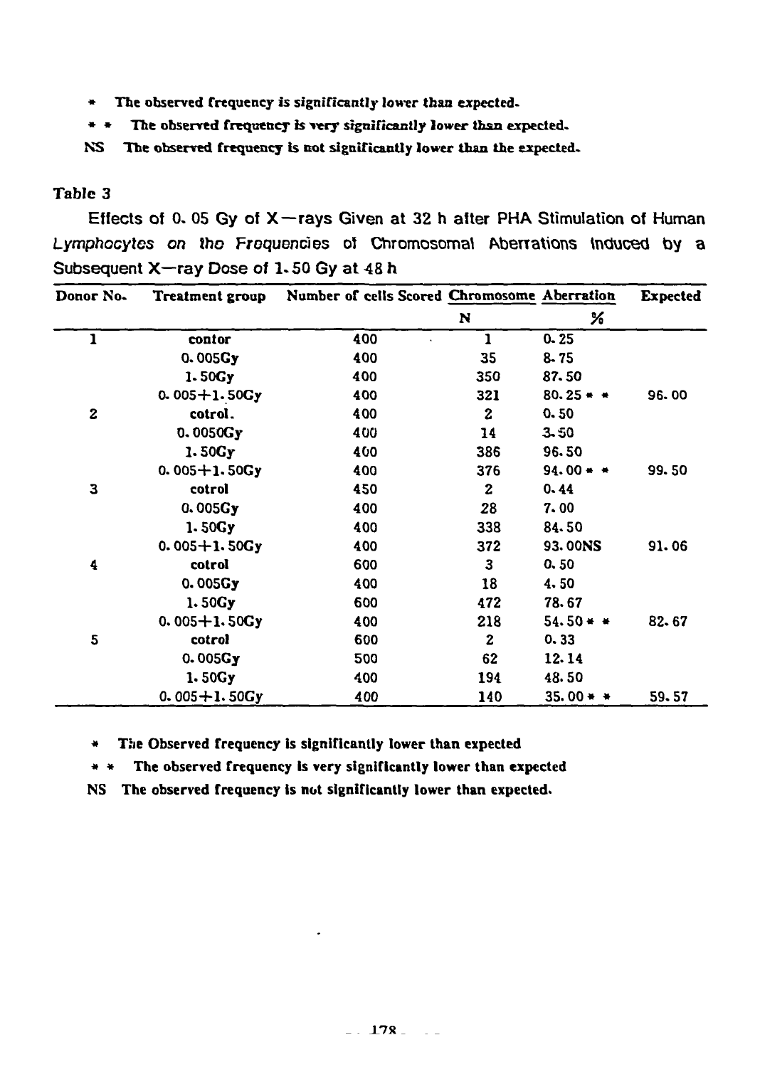* The observed frequency is significantly lower than expected.

* * The observed frequency is very significantly lower than expected.

NS The observed frequency is not significantly lower than the expected.

Table 3

Effects of 0. 05 Gy of X—rays Given at 32 h after PHA Stimulation of Human *Lymphocytes on the Frequencies of* Chromosomal Aberrations Induced by a Subsequent X—ray Dose of 1. 50 Gy at 48 h

| Donor No. | Treatment group | Number of cells Scored | Chromosome Aberration | | Expected |
|---|---|---|---|---|---|
| | | | N | % | |
| 1 | contor | 400 | 1 | 0. 25 | |
| | 0. 005Gy | 400 | 35 | 8. 75 | |
| | 1. 50Gy | 400 | 350 | 87. 50 | |
| | 0. 005+1. 50Gy | 400 | 321 | 80. 25 * * | 96. 00 |
| 2 | cotrol. | 400 | 2 | 0. 50 | |
| | 0. 0050Gy | 400 | 14 | 3. 50 | |
| | 1. 50Gy | 400 | 386 | 96. 50 | |
| | 0. 005+1. 50Gy | 400 | 376 | 94. 00 * * | 99. 50 |
| 3 | cotrol | 450 | 2 | 0. 44 | |
| | 0. 005Gy | 400 | 28 | 7. 00 | |
| | 1. 50Gy | 400 | 338 | 84. 50 | |
| | 0. 005+1. 50Gy | 400 | 372 | 93. 00NS | 91. 06 |
| 4 | cotrol | 600 | 3 | 0. 50 | |
| | 0. 005Gy | 400 | 18 | 4. 50 | |
| | 1. 50Gy | 600 | 472 | 78. 67 | |
| | 0. 005+1. 50Gy | 400 | 218 | 54. 50 * * | 82. 67 |
| 5 | cotrol | 600 | 2 | 0. 33 | |
| | 0. 005Gy | 500 | 62 | 12. 14 | |
| | 1. 50Gy | 400 | 194 | 48. 50 | |
| | 0. 005+1. 50Gy | 400 | 140 | 35. 00 * * | 59. 57 |

* The Observed frequency is significantly lower than expected

* * The observed frequency is very significantly lower than expected

NS The observed frequency is not significantly lower than expected.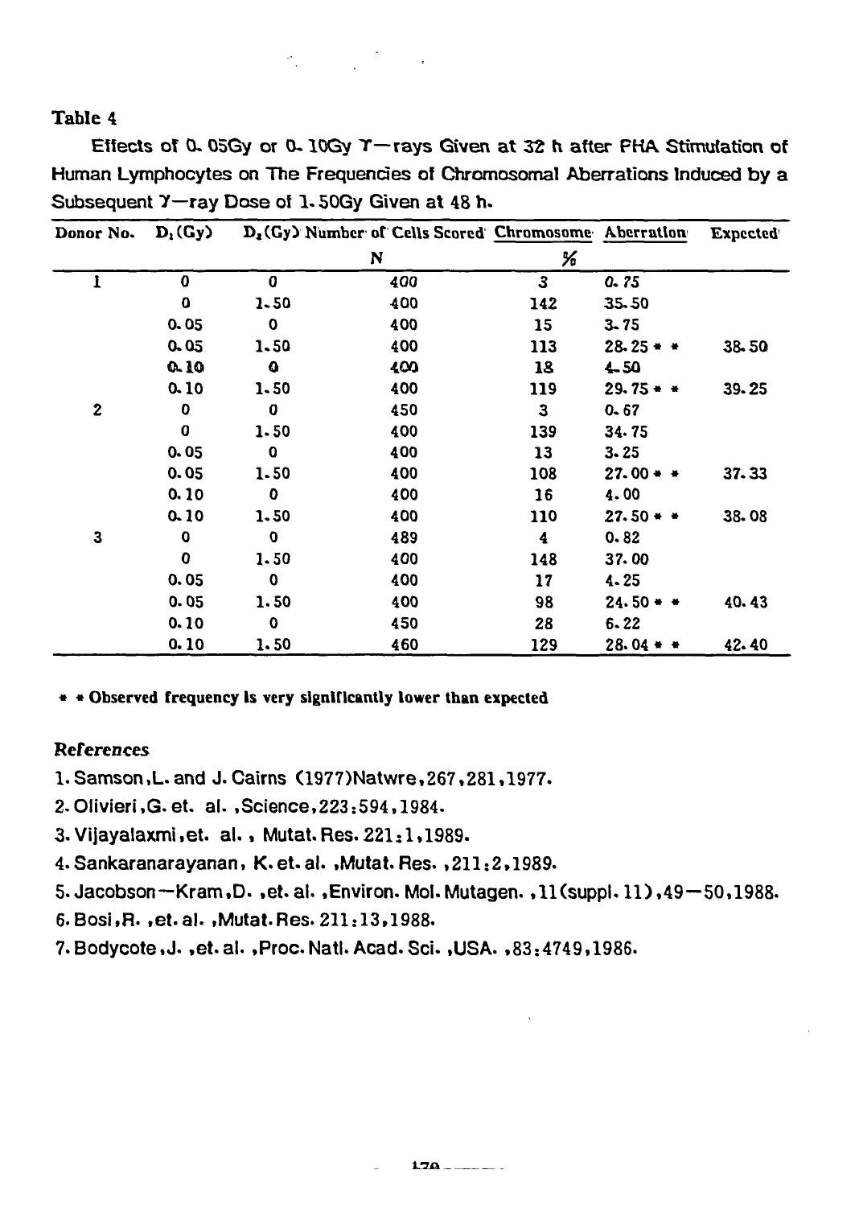**Table 4**

Effects of 0.05Gy or 0.10Gy γ—rays Given at 32 h after PHA Stimulation of Human Lymphocytes on The Frequencies of Chromosomal Aberrations Induced by a Subsequent γ—ray Dose of 1.50Gy Given at 48 h.

| Donor No. | $D_1$ (Gy) | $D_2$ (Gy) | Number of Cells Scored N | Chromosome Aberration | % | Expected |
|---|---|---|---|---|---|---|
| 1 | 0 | 0 | 400 | 3 | 0.75 | |
| | 0 | 1.50 | 400 | 142 | 35.50 | |
| | 0.05 | 0 | 400 | 15 | 3.75 | |
| | 0.05 | 1.50 | 400 | 113 | 28.25 * * | 38.50 |
| | 0.10 | 0 | 400 | 18 | 4.50 | |
| | 0.10 | 1.50 | 400 | 119 | 29.75 * * | 39.25 |
| 2 | 0 | 0 | 450 | 3 | 0.67 | |
| | 0 | 1.50 | 400 | 139 | 34.75 | |
| | 0.05 | 0 | 400 | 13 | 3.25 | |
| | 0.05 | 1.50 | 400 | 108 | 27.00 * * | 37.33 |
| | 0.10 | 0 | 400 | 16 | 4.00 | |
| | 0.10 | 1.50 | 400 | 110 | 27.50 * * | 38.08 |
| 3 | 0 | 0 | 489 | 4 | 0.82 | |
| | 0 | 1.50 | 400 | 148 | 37.00 | |
| | 0.05 | 0 | 400 | 17 | 4.25 | |
| | 0.05 | 1.50 | 400 | 98 | 24.50 * * | 40.43 |
| | 0.10 | 0 | 450 | 28 | 6.22 | |
| | 0.10 | 1.50 | 460 | 129 | 28.04 * * | 42.40 |

* * Observed frequency is very significantly lower than expected

## References

1. Samson,L. and J. Cairns (1977)Natwre,267,281,1977.
2. Olivieri,G. et. al. ,Science,223:594,1984.
3. Vijayalaxmi,et. al., Mutat. Res. 221:1,1989.
4. Sankaranarayanan, K. et. al. ,Mutat. Res. ,211:2,1989.
5. Jacobson—Kram,D. ,et. al. ,Environ. Mol. Mutagen. ,11(suppl. 11),49—50,1988.
6. Bosi,R. ,et. al. ,Mutat. Res. 211:13,1988.
7. Bodycote,J. ,et. al. ,Proc. Natl. Acad. Sci. ,USA. ,83:4749,1986.